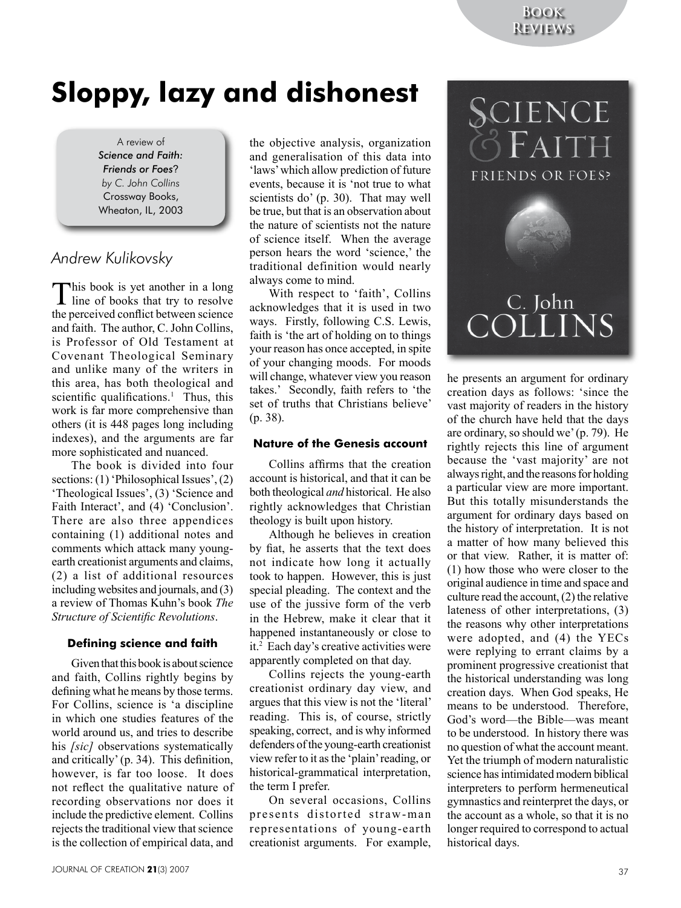# Sloppy, lazy and dishonest

A review of
*Science and Faith: Friends or Foes?*
*by C. John Collins*
Crossway Books,
Wheaton, IL, 2003

*Andrew Kulikovsky*

This book is yet another in a long line of books that try to resolve the perceived conflict between science and faith. The author, C. John Collins, is Professor of Old Testament at Covenant Theological Seminary and unlike many of the writers in this area, has both theological and scientific qualifications.[1] Thus, this work is far more comprehensive than others (it is 448 pages long including indexes), and the arguments are far more sophisticated and nuanced.

The book is divided into four sections: (1) 'Philosophical Issues', (2) 'Theological Issues', (3) 'Science and Faith Interact', and (4) 'Conclusion'. There are also three appendices containing (1) additional notes and comments which attack many young-earth creationist arguments and claims, (2) a list of additional resources including websites and journals, and (3) a review of Thomas Kuhn's book *The Structure of Scientific Revolutions*.

### Defining science and faith

Given that this book is about science and faith, Collins rightly begins by defining what he means by those terms. For Collins, science is 'a discipline in which one studies features of the world around us, and tries to describe his *[sic]* observations systematically and critically' (p. 34). This definition, however, is far too loose. It does not reflect the qualitative nature of recording observations nor does it include the predictive element. Collins rejects the traditional view that science is the collection of empirical data, and the objective analysis, organization and generalisation of this data into 'laws' which allow prediction of future events, because it is 'not true to what scientists do' (p. 30). That may well be true, but that is an observation about the nature of scientists not the nature of science itself. When the average person hears the word 'science,' the traditional definition would nearly always come to mind.

With respect to 'faith', Collins acknowledges that it is used in two ways. Firstly, following C.S. Lewis, faith is 'the art of holding on to things your reason has once accepted, in spite of your changing moods. For moods will change, whatever view you reason takes.' Secondly, faith refers to 'the set of truths that Christians believe' (p. 38).

### Nature of the Genesis account

Collins affirms that the creation account is historical, and that it can be both theological *and* historical. He also rightly acknowledges that Christian theology is built upon history.

Although he believes in creation by fiat, he asserts that the text does not indicate how long it actually took to happen. However, this is just special pleading. The context and the use of the jussive form of the verb in the Hebrew, make it clear that it happened instantaneously or close to it.[2] Each day's creative activities were apparently completed on that day.

Collins rejects the young-earth creationist ordinary day view, and argues that this view is not the 'literal' reading. This is, of course, strictly speaking, correct, and is why informed defenders of the young-earth creationist view refer to it as the 'plain' reading, or historical-grammatical interpretation, the term I prefer.

On several occasions, Collins presents distorted straw-man representations of young-earth creationist arguments. For example, he presents an argument for ordinary creation days as follows: 'since the vast majority of readers in the history of the church have held that the days are ordinary, so should we' (p. 79). He rightly rejects this line of argument because the 'vast majority' are not always right, and the reasons for holding a particular view are more important. But this totally misunderstands the argument for ordinary days based on the history of interpretation. It is not a matter of how many believed this or that view. Rather, it is matter of: (1) how those who were closer to the original audience in time and space and culture read the account, (2) the relative lateness of other interpretations, (3) the reasons why other interpretations were adopted, and (4) the YECs were replying to errant claims by a prominent progressive creationist that the historical understanding was long creation days. When God speaks, He means to be understood. Therefore, God's word—the Bible—was meant to be understood. In history there was no question of what the account meant. Yet the triumph of modern naturalistic science has intimidated modern biblical interpreters to perform hermeneutical gymnastics and reinterpret the days, or the account as a whole, so that it is no longer required to correspond to actual historical days.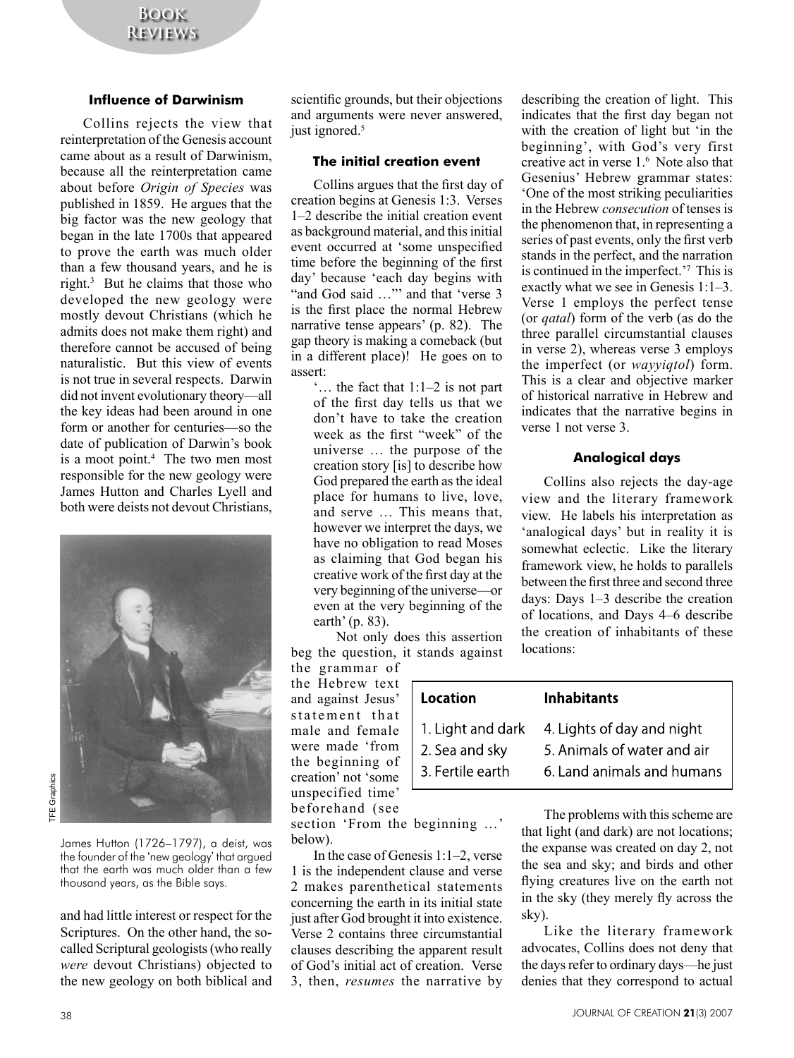#### Influence of Darwinism

Collins rejects the view that reinterpretation of the Genesis account came about as a result of Darwinism, because all the reinterpretation came about before *Origin of Species* was published in 1859. He argues that the big factor was the new geology that began in the late 1700s that appeared to prove the earth was much older than a few thousand years, and he is right.[3] But he claims that those who developed the new geology were mostly devout Christians (which he admits does not make them right) and therefore cannot be accused of being naturalistic. But this view of events is not true in several respects. Darwin did not invent evolutionary theory—all the key ideas had been around in one form or another for centuries—so the date of publication of Darwin's book is a moot point.[4] The two men most responsible for the new geology were James Hutton and Charles Lyell and both were deists not devout Christians, and had little interest or respect for the Scriptures. On the other hand, the so-called Scriptural geologists (who really *were* devout Christians) objected to the new geology on both biblical and scientific grounds, but their objections and arguments were never answered, just ignored.[5]

James Hutton (1726–1797), a deist, was the founder of the 'new geology' that argued that the earth was much older than a few thousand years, as the Bible says.

#### The initial creation event

Collins argues that the first day of creation begins at Genesis 1:3. Verses 1–2 describe the initial creation event as background material, and this initial event occurred at 'some unspecified time before the beginning of the first day' because 'each day begins with "and God said …"' and that 'verse 3 is the first place the normal Hebrew narrative tense appears' (p. 82). The gap theory is making a comeback (but in a different place)! He goes on to assert:

> '… the fact that 1:1–2 is not part of the first day tells us that we don't have to take the creation week as the first "week" of the universe … the purpose of the creation story [is] to describe how God prepared the earth as the ideal place for humans to live, love, and serve … This means that, however we interpret the days, we have no obligation to read Moses as claiming that God began his creative work of the first day at the very beginning of the universe—or even at the very beginning of the earth' (p. 83).

Not only does this assertion beg the question, it stands against the grammar of the Hebrew text and against Jesus' statement that male and female were made 'from the beginning of creation' not 'some unspecified time' beforehand (see section 'From the beginning …' below).

In the case of Genesis 1:1–2, verse 1 is the independent clause and verse 2 makes parenthetical statements concerning the earth in its initial state just after God brought it into existence. Verse 2 contains three circumstantial clauses describing the apparent result of God's initial act of creation. Verse 3, then, *resumes* the narrative by describing the creation of light. This indicates that the first day began not with the creation of light but 'in the beginning', with God's very first creative act in verse 1.[6] Note also that Gesenius' Hebrew grammar states: 'One of the most striking peculiarities in the Hebrew *consecution* of tenses is the phenomenon that, in representing a series of past events, only the first verb stands in the perfect, and the narration is continued in the imperfect.'[7] This is exactly what we see in Genesis 1:1–3. Verse 1 employs the perfect tense (or *qatal*) form of the verb (as do the three parallel circumstantial clauses in verse 2), whereas verse 3 employs the imperfect (or *wayyiqtol*) form. This is a clear and objective marker of historical narrative in Hebrew and indicates that the narrative begins in verse 1 not verse 3.

#### Analogical days

Collins also rejects the day-age view and the literary framework view. He labels his interpretation as 'analogical days' but in reality it is somewhat eclectic. Like the literary framework view, he holds to parallels between the first three and second three days: Days 1–3 describe the creation of locations, and Days 4–6 describe the creation of inhabitants of these locations:

| Location | Inhabitants |
|---|---|
| 1. Light and dark | 4. Lights of day and night |
| 2. Sea and sky | 5. Animals of water and air |
| 3. Fertile earth | 6. Land animals and humans |

The problems with this scheme are that light (and dark) are not locations; the expanse was created on day 2, not the sea and sky; and birds and other flying creatures live on the earth not in the sky (they merely fly across the sky).

Like the literary framework advocates, Collins does not deny that the days refer to ordinary days—he just denies that they correspond to actual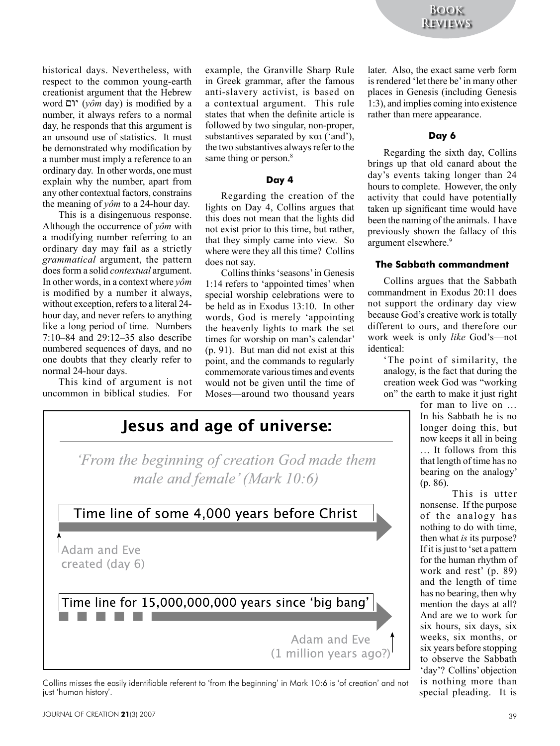historical days. Nevertheless, with respect to the common young-earth creationist argument that the Hebrew word יום (*yôm* day) is modified by a number, it always refers to a normal day, he responds that this argument is an unsound use of statistics. It must be demonstrated why modification by a number must imply a reference to an ordinary day. In other words, one must explain why the number, apart from any other contextual factors, constrains the meaning of *yôm* to a 24-hour day.

This is a disingenuous response. Although the occurrence of *yôm* with a modifying number referring to an ordinary day may fail as a strictly *grammatical* argument, the pattern does form a solid *contextual* argument. In other words, in a context where *yôm* is modified by a number it always, without exception, refers to a literal 24-hour day, and never refers to anything like a long period of time. Numbers 7:10–84 and 29:12–35 also describe numbered sequences of days, and no one doubts that they clearly refer to normal 24-hour days.

This kind of argument is not uncommon in biblical studies. For example, the Granville Sharp Rule in Greek grammar, after the famous anti-slavery activist, is based on a contextual argument. This rule states that when the definite article is followed by two singular, non-proper, substantives separated by και ('and'), the two substantives always refer to the same thing or person.[8]

#### Day 4

Regarding the creation of the lights on Day 4, Collins argues that this does not mean that the lights did not exist prior to this time, but rather, that they simply came into view. So where were they all this time? Collins does not say.

Collins thinks 'seasons' in Genesis 1:14 refers to 'appointed times' when special worship celebrations were to be held as in Exodus 13:10. In other words, God is merely 'appointing the heavenly lights to mark the set times for worship on man's calendar' (p. 91). But man did not exist at this point, and the commands to regularly commemorate various times and events would not be given until the time of Moses—around two thousand years later. Also, the exact same verb form is rendered 'let there be' in many other places in Genesis (including Genesis 1:3), and implies coming into existence rather than mere appearance.

#### Day 6

Regarding the sixth day, Collins brings up that old canard about the day's events taking longer than 24 hours to complete. However, the only activity that could have potentially taken up significant time would have been the naming of the animals. I have previously shown the fallacy of this argument elsewhere.[9]

#### The Sabbath commandment

Collins argues that the Sabbath commandment in Exodus 20:11 does not support the ordinary day view because God's creative work is totally different to ours, and therefore our work week is only *like* God's—not identical:

> 'The point of similarity, the analogy, is the fact that during the creation week God was "working on" the earth to make it just right for man to live on … In his Sabbath he is no longer doing this, but now keeps it all in being … It follows from this that length of time has no bearing on the analogy' (p. 86).

This is utter nonsense. If the purpose of the analogy has nothing to do with time, then what *is* its purpose? If it is just to 'set a pattern for the human rhythm of work and rest' (p. 89) and the length of time has no bearing, then why mention the days at all? And are we to work for six hours, six days, six weeks, six months, or six years before stopping to observe the Sabbath 'day'? Collins' objection is nothing more than special pleading. It is

Jesus and age of universe:

*'From the beginning of creation God made them male and female' (Mark 10:6)*

Time line of some 4,000 years before Christ

Adam and Eve created (day 6)

Time line for 15,000,000,000 years since 'big bang'

Adam and Eve (1 million years ago?)

Collins misses the easily identifiable referent to 'from the beginning' in Mark 10:6 is 'of creation' and not just 'human history'.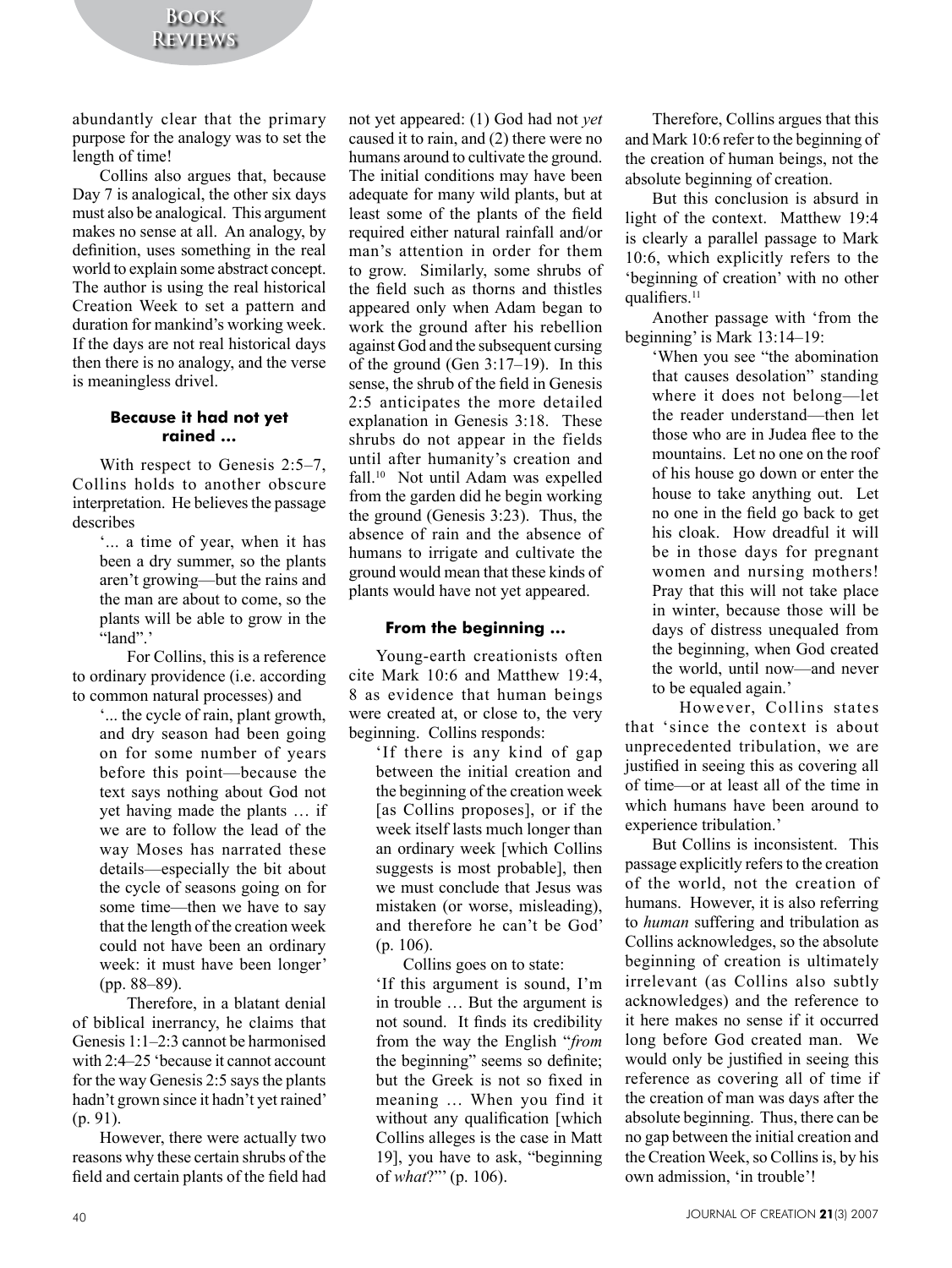abundantly clear that the primary purpose for the analogy was to set the length of time!

Collins also argues that, because Day 7 is analogical, the other six days must also be analogical. This argument makes no sense at all. An analogy, by definition, uses something in the real world to explain some abstract concept. The author is using the real historical Creation Week to set a pattern and duration for mankind's working week. If the days are not real historical days then there is no analogy, and the verse is meaningless drivel.

### Because it had not yet rained …

With respect to Genesis 2:5–7, Collins holds to another obscure interpretation. He believes the passage describes

> '... a time of year, when it has been a dry summer, so the plants aren't growing—but the rains and the man are about to come, so the plants will be able to grow in the "land".'

For Collins, this is a reference to ordinary providence (i.e. according to common natural processes) and

> '... the cycle of rain, plant growth, and dry season had been going on for some number of years before this point—because the text says nothing about God not yet having made the plants … if we are to follow the lead of the way Moses has narrated these details—especially the bit about the cycle of seasons going on for some time—then we have to say that the length of the creation week could not have been an ordinary week: it must have been longer' (pp. 88–89).

Therefore, in a blatant denial of biblical inerrancy, he claims that Genesis 1:1–2:3 cannot be harmonised with 2:4–25 'because it cannot account for the way Genesis 2:5 says the plants hadn't grown since it hadn't yet rained' (p. 91).

However, there were actually two reasons why these certain shrubs of the field and certain plants of the field had not yet appeared: (1) God had not *yet* caused it to rain, and (2) there were no humans around to cultivate the ground. The initial conditions may have been adequate for many wild plants, but at least some of the plants of the field required either natural rainfall and/or man's attention in order for them to grow. Similarly, some shrubs of the field such as thorns and thistles appeared only when Adam began to work the ground after his rebellion against God and the subsequent cursing of the ground (Gen 3:17–19). In this sense, the shrub of the field in Genesis 2:5 anticipates the more detailed explanation in Genesis 3:18. These shrubs do not appear in the fields until after humanity's creation and fall.[10] Not until Adam was expelled from the garden did he begin working the ground (Genesis 3:23). Thus, the absence of rain and the absence of humans to irrigate and cultivate the ground would mean that these kinds of plants would have not yet appeared.

### From the beginning …

Young-earth creationists often cite Mark 10:6 and Matthew 19:4, 8 as evidence that human beings were created at, or close to, the very beginning. Collins responds:

> 'If there is any kind of gap between the initial creation and the beginning of the creation week [as Collins proposes], or if the week itself lasts much longer than an ordinary week [which Collins suggests is most probable], then we must conclude that Jesus was mistaken (or worse, misleading), and therefore he can't be God' (p. 106).

Collins goes on to state:

> 'If this argument is sound, I'm in trouble … But the argument is not sound. It finds its credibility from the way the English "*from* the beginning" seems so definite; but the Greek is not so fixed in meaning … When you find it without any qualification [which Collins alleges is the case in Matt 19], you have to ask, "beginning of *what*?"' (p. 106).

Therefore, Collins argues that this and Mark 10:6 refer to the beginning of the creation of human beings, not the absolute beginning of creation.

But this conclusion is absurd in light of the context. Matthew 19:4 is clearly a parallel passage to Mark 10:6, which explicitly refers to the 'beginning of creation' with no other qualifiers.[11]

Another passage with 'from the beginning' is Mark 13:14–19:

> 'When you see "the abomination that causes desolation" standing where it does not belong—let the reader understand—then let those who are in Judea flee to the mountains. Let no one on the roof of his house go down or enter the house to take anything out. Let no one in the field go back to get his cloak. How dreadful it will be in those days for pregnant women and nursing mothers! Pray that this will not take place in winter, because those will be days of distress unequaled from the beginning, when God created the world, until now—and never to be equaled again.'

However, Collins states that 'since the context is about unprecedented tribulation, we are justified in seeing this as covering all of time—or at least all of the time in which humans have been around to experience tribulation.'

But Collins is inconsistent. This passage explicitly refers to the creation of the world, not the creation of humans. However, it is also referring to *human* suffering and tribulation as Collins acknowledges, so the absolute beginning of creation is ultimately irrelevant (as Collins also subtly acknowledges) and the reference to it here makes no sense if it occurred long before God created man. We would only be justified in seeing this reference as covering all of time if the creation of man was days after the absolute beginning. Thus, there can be no gap between the initial creation and the Creation Week, so Collins is, by his own admission, 'in trouble'!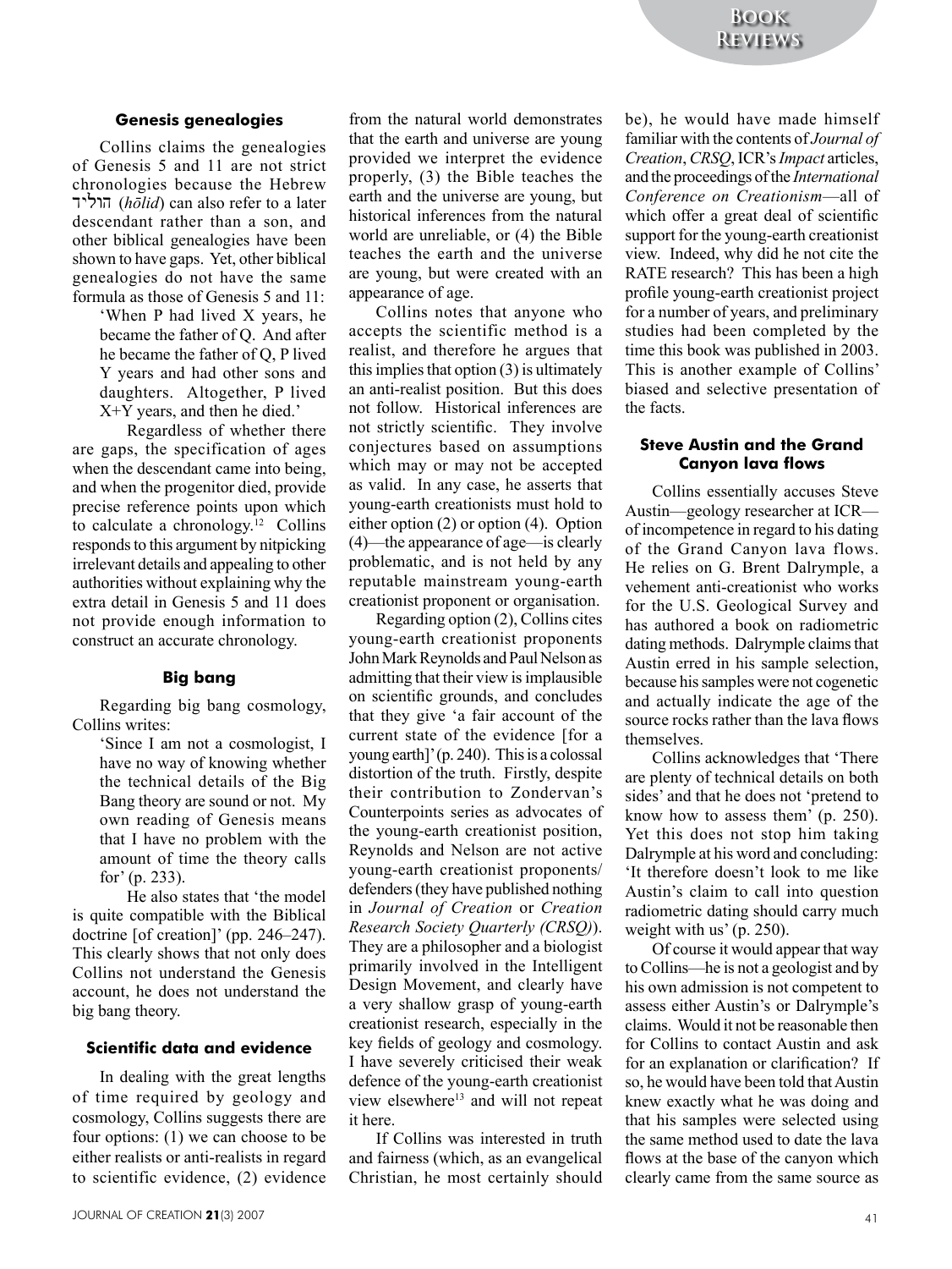### Genesis genealogies

Collins claims the genealogies of Genesis 5 and 11 are not strict chronologies because the Hebrew הוליד (*hōlid*) can also refer to a later descendant rather than a son, and other biblical genealogies have been shown to have gaps. Yet, other biblical genealogies do not have the same formula as those of Genesis 5 and 11:

> 'When P had lived X years, he became the father of Q. And after he became the father of Q, P lived Y years and had other sons and daughters. Altogether, P lived X+Y years, and then he died.'

Regardless of whether there are gaps, the specification of ages when the descendant came into being, and when the progenitor died, provide precise reference points upon which to calculate a chronology.[12] Collins responds to this argument by nitpicking irrelevant details and appealing to other authorities without explaining why the extra detail in Genesis 5 and 11 does not provide enough information to construct an accurate chronology.

### Big bang

Regarding big bang cosmology, Collins writes:

> 'Since I am not a cosmologist, I have no way of knowing whether the technical details of the Big Bang theory are sound or not. My own reading of Genesis means that I have no problem with the amount of time the theory calls for' (p. 233).

He also states that 'the model is quite compatible with the Biblical doctrine [of creation]' (pp. 246–247). This clearly shows that not only does Collins not understand the Genesis account, he does not understand the big bang theory.

### Scientific data and evidence

In dealing with the great lengths of time required by geology and cosmology, Collins suggests there are four options: (1) we can choose to be either realists or anti-realists in regard to scientific evidence, (2) evidence from the natural world demonstrates that the earth and universe are young provided we interpret the evidence properly, (3) the Bible teaches the earth and the universe are young, but historical inferences from the natural world are unreliable, or (4) the Bible teaches the earth and the universe are young, but were created with an appearance of age.

Collins notes that anyone who accepts the scientific method is a realist, and therefore he argues that this implies that option (3) is ultimately an anti-realist position. But this does not follow. Historical inferences are not strictly scientific. They involve conjectures based on assumptions which may or may not be accepted as valid. In any case, he asserts that young-earth creationists must hold to either option (2) or option (4). Option (4)—the appearance of age—is clearly problematic, and is not held by any reputable mainstream young-earth creationist proponent or organisation.

Regarding option (2), Collins cites young-earth creationist proponents John Mark Reynolds and Paul Nelson as admitting that their view is implausible on scientific grounds, and concludes that they give 'a fair account of the current state of the evidence [for a young earth]' (p. 240). This is a colossal distortion of the truth. Firstly, despite their contribution to Zondervan's Counterpoints series as advocates of the young-earth creationist position, Reynolds and Nelson are not active young-earth creationist proponents/defenders (they have published nothing in *Journal of Creation* or *Creation Research Society Quarterly (CRSQ)*). They are a philosopher and a biologist primarily involved in the Intelligent Design Movement, and clearly have a very shallow grasp of young-earth creationist research, especially in the key fields of geology and cosmology. I have severely criticised their weak defence of the young-earth creationist view elsewhere[13] and will not repeat it here.

If Collins was interested in truth and fairness (which, as an evangelical Christian, he most certainly should be), he would have made himself familiar with the contents of *Journal of Creation*, *CRSQ*, ICR's *Impact* articles, and the proceedings of the *International Conference on Creationism*—all of which offer a great deal of scientific support for the young-earth creationist view. Indeed, why did he not cite the RATE research? This has been a high profile young-earth creationist project for a number of years, and preliminary studies had been completed by the time this book was published in 2003. This is another example of Collins' biased and selective presentation of the facts.

### Steve Austin and the Grand Canyon lava flows

Collins essentially accuses Steve Austin—geology researcher at ICR—of incompetence in regard to his dating of the Grand Canyon lava flows. He relies on G. Brent Dalrymple, a vehement anti-creationist who works for the U.S. Geological Survey and has authored a book on radiometric dating methods. Dalrymple claims that Austin erred in his sample selection, because his samples were not cogenetic and actually indicate the age of the source rocks rather than the lava flows themselves.

Collins acknowledges that 'There are plenty of technical details on both sides' and that he does not 'pretend to know how to assess them' (p. 250). Yet this does not stop him taking Dalrymple at his word and concluding: 'It therefore doesn't look to me like Austin's claim to call into question radiometric dating should carry much weight with us' (p. 250).

Of course it would appear that way to Collins—he is not a geologist and by his own admission is not competent to assess either Austin's or Dalrymple's claims. Would it not be reasonable then for Collins to contact Austin and ask for an explanation or clarification? If so, he would have been told that Austin knew exactly what he was doing and that his samples were selected using the same method used to date the lava flows at the base of the canyon which clearly came from the same source as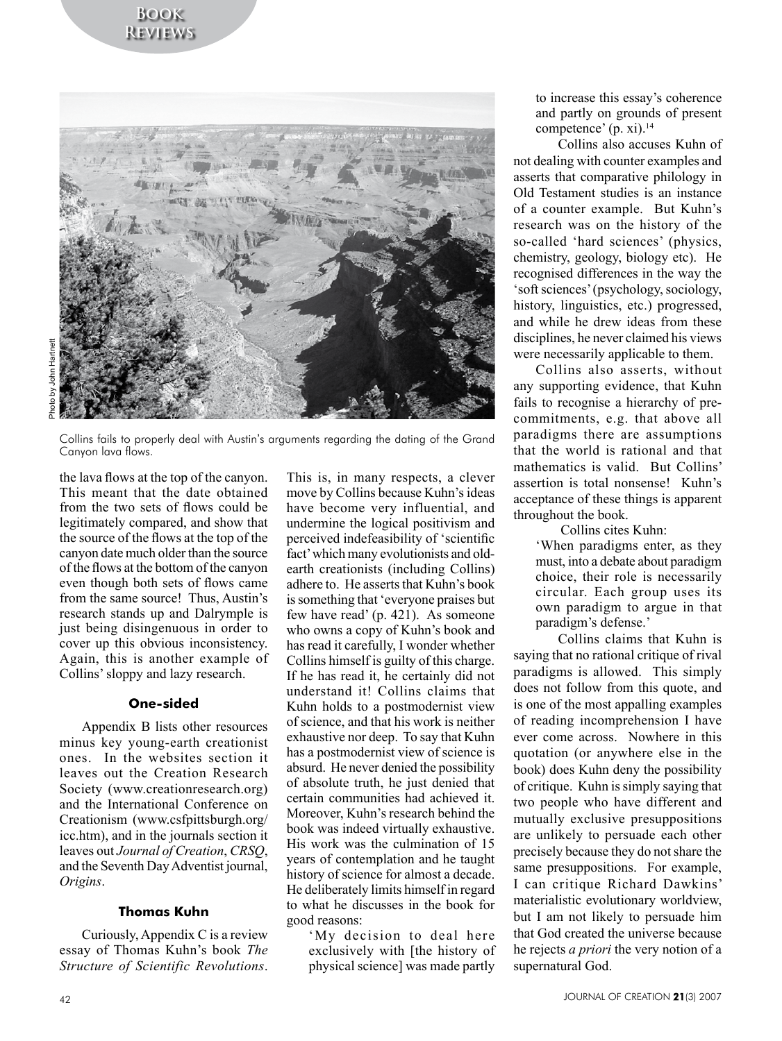Collins fails to properly deal with Austin's arguments regarding the dating of the Grand Canyon lava flows.

the lava flows at the top of the canyon. This meant that the date obtained from the two sets of flows could be legitimately compared, and show that the source of the flows at the top of the canyon date much older than the source of the flows at the bottom of the canyon even though both sets of flows came from the same source! Thus, Austin's research stands up and Dalrymple is just being disingenuous in order to cover up this obvious inconsistency. Again, this is another example of Collins' sloppy and lazy research.

### One-sided

Appendix B lists other resources minus key young-earth creationist ones. In the websites section it leaves out the Creation Research Society (www.creationresearch.org) and the International Conference on Creationism (www.csfpittsburgh.org/icc.htm), and in the journals section it leaves out *Journal of Creation*, *CRSQ*, and the Seventh Day Adventist journal, *Origins*.

### Thomas Kuhn

Curiously, Appendix C is a review essay of Thomas Kuhn's book *The Structure of Scientific Revolutions*. This is, in many respects, a clever move by Collins because Kuhn's ideas have become very influential, and undermine the logical positivism and perceived indefeasibility of 'scientific fact' which many evolutionists and old-earth creationists (including Collins) adhere to. He asserts that Kuhn's book is something that 'everyone praises but few have read' (p. 421). As someone who owns a copy of Kuhn's book and has read it carefully, I wonder whether Collins himself is guilty of this charge. If he has read it, he certainly did not understand it! Collins claims that Kuhn holds to a postmodernist view of science, and that his work is neither exhaustive nor deep. To say that Kuhn has a postmodernist view of science is absurd. He never denied the possibility of absolute truth, he just denied that certain communities had achieved it. Moreover, Kuhn's research behind the book was indeed virtually exhaustive. His work was the culmination of 15 years of contemplation and he taught history of science for almost a decade. He deliberately limits himself in regard to what he discusses in the book for good reasons:

> 'My decision to deal here exclusively with [the history of physical science] was made partly to increase this essay's coherence and partly on grounds of present competence' (p. xi).[14]

Collins also accuses Kuhn of not dealing with counter examples and asserts that comparative philology in Old Testament studies is an instance of a counter example. But Kuhn's research was on the history of the so-called 'hard sciences' (physics, chemistry, geology, biology etc). He recognised differences in the way the 'soft sciences' (psychology, sociology, history, linguistics, etc.) progressed, and while he drew ideas from these disciplines, he never claimed his views were necessarily applicable to them.

Collins also asserts, without any supporting evidence, that Kuhn fails to recognise a hierarchy of pre-commitments, e.g. that above all paradigms there are assumptions that the world is rational and that mathematics is valid. But Collins' assertion is total nonsense! Kuhn's acceptance of these things is apparent throughout the book.

Collins cites Kuhn:

> 'When paradigms enter, as they must, into a debate about paradigm choice, their role is necessarily circular. Each group uses its own paradigm to argue in that paradigm's defense.'

Collins claims that Kuhn is saying that no rational critique of rival paradigms is allowed. This simply does not follow from this quote, and is one of the most appalling examples of reading incomprehension I have ever come across. Nowhere in this quotation (or anywhere else in the book) does Kuhn deny the possibility of critique. Kuhn is simply saying that two people who have different and mutually exclusive presuppositions are unlikely to persuade each other precisely because they do not share the same presuppositions. For example, I can critique Richard Dawkins' materialistic evolutionary worldview, but I am not likely to persuade him that God created the universe because he rejects *a priori* the very notion of a supernatural God.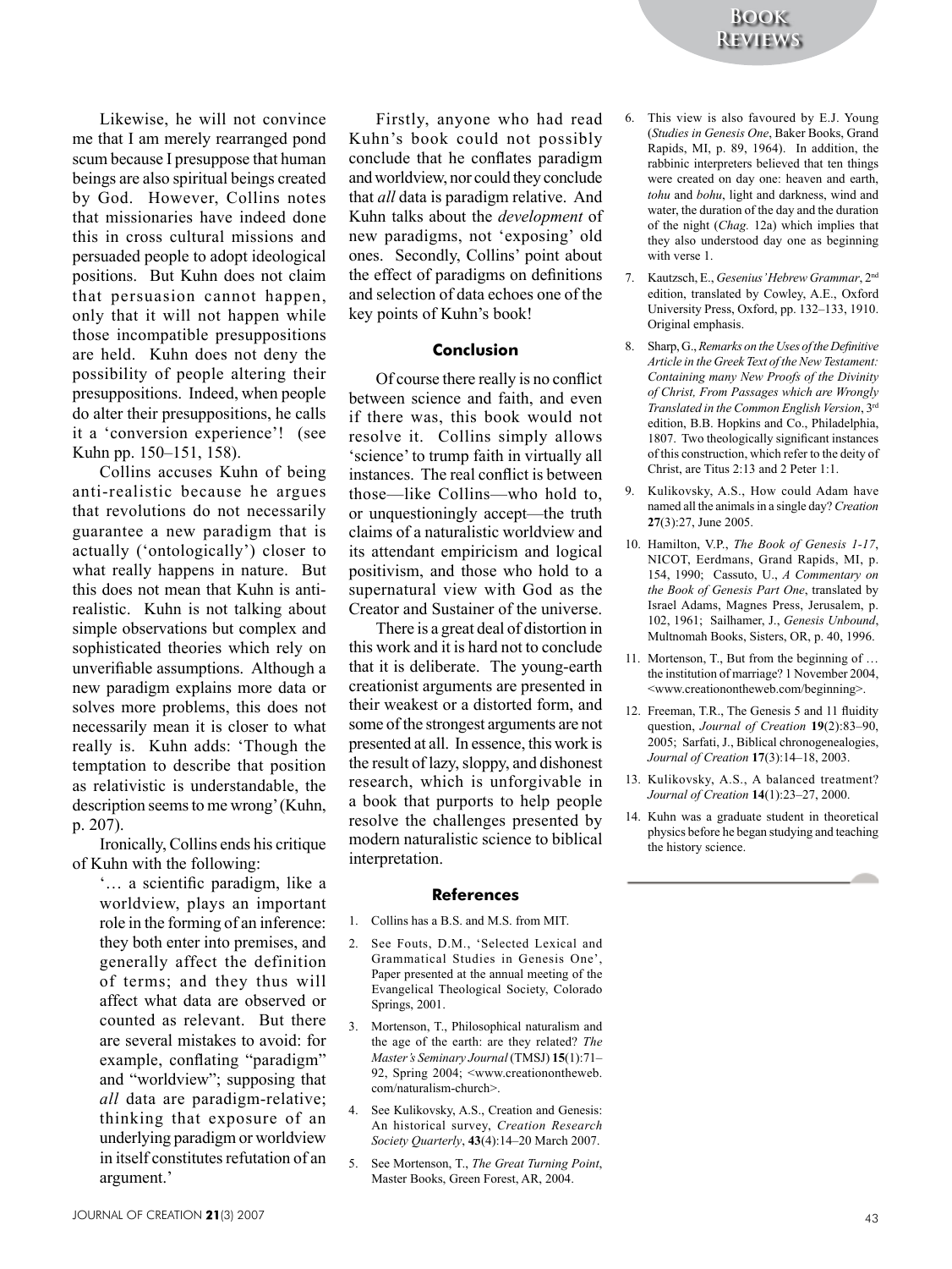Likewise, he will not convince me that I am merely rearranged pond scum because I presuppose that human beings are also spiritual beings created by God. However, Collins notes that missionaries have indeed done this in cross cultural missions and persuaded people to adopt ideological positions. But Kuhn does not claim that persuasion cannot happen, only that it will not happen while those incompatible presuppositions are held. Kuhn does not deny the possibility of people altering their presuppositions. Indeed, when people do alter their presuppositions, he calls it a 'conversion experience'! (see Kuhn pp. 150–151, 158).

Collins accuses Kuhn of being anti-realistic because he argues that revolutions do not necessarily guarantee a new paradigm that is actually ('ontologically') closer to what really happens in nature. But this does not mean that Kuhn is anti-realistic. Kuhn is not talking about simple observations but complex and sophisticated theories which rely on unverifiable assumptions. Although a new paradigm explains more data or solves more problems, this does not necessarily mean it is closer to what really is. Kuhn adds: 'Though the temptation to describe that position as relativistic is understandable, the description seems to me wrong' (Kuhn, p. 207).

Ironically, Collins ends his critique of Kuhn with the following:

> '… a scientific paradigm, like a worldview, plays an important role in the forming of an inference: they both enter into premises, and generally affect the definition of terms; and they thus will affect what data are observed or counted as relevant. But there are several mistakes to avoid: for example, conflating "paradigm" and "worldview"; supposing that *all* data are paradigm-relative; thinking that exposure of an underlying paradigm or worldview in itself constitutes refutation of an argument.'

Firstly, anyone who had read Kuhn's book could not possibly conclude that he conflates paradigm and worldview, nor could they conclude that *all* data is paradigm relative. And Kuhn talks about the *development* of new paradigms, not 'exposing' old ones. Secondly, Collins' point about the effect of paradigms on definitions and selection of data echoes one of the key points of Kuhn's book!

## Conclusion

Of course there really is no conflict between science and faith, and even if there was, this book would not resolve it. Collins simply allows 'science' to trump faith in virtually all instances. The real conflict is between those—like Collins—who hold to, or unquestioningly accept—the truth claims of a naturalistic worldview and its attendant empiricism and logical positivism, and those who hold to a supernatural view with God as the Creator and Sustainer of the universe.

There is a great deal of distortion in this work and it is hard not to conclude that it is deliberate. The young-earth creationist arguments are presented in their weakest or a distorted form, and some of the strongest arguments are not presented at all. In essence, this work is the result of lazy, sloppy, and dishonest research, which is unforgivable in a book that purports to help people resolve the challenges presented by modern naturalistic science to biblical interpretation.

## References

1. Collins has a B.S. and M.S. from MIT.
2. See Fouts, D.M., 'Selected Lexical and Grammatical Studies in Genesis One', Paper presented at the annual meeting of the Evangelical Theological Society, Colorado Springs, 2001.
3. Mortenson, T., Philosophical naturalism and the age of the earth: are they related? *The Master's Seminary Journal* (TMSJ) **15**(1):71–92, Spring 2004; <www.creationontheweb.com/naturalism-church>.
4. See Kulikovsky, A.S., Creation and Genesis: An historical survey, *Creation Research Society Quarterly*, **43**(4):14–20 March 2007.
5. See Mortenson, T., *The Great Turning Point*, Master Books, Green Forest, AR, 2004.
6. This view is also favoured by E.J. Young (*Studies in Genesis One*, Baker Books, Grand Rapids, MI, p. 89, 1964). In addition, the rabbinic interpreters believed that ten things were created on day one: heaven and earth, *tohu* and *bohu*, light and darkness, wind and water, the duration of the day and the duration of the night (*Chag.* 12a) which implies that they also understood day one as beginning with verse 1.
7. Kautzsch, E., *Gesenius' Hebrew Grammar*, 2nd edition, translated by Cowley, A.E., Oxford University Press, Oxford, pp. 132–133, 1910. Original emphasis.
8. Sharp, G., *Remarks on the Uses of the Definitive Article in the Greek Text of the New Testament: Containing many New Proofs of the Divinity of Christ, From Passages which are Wrongly Translated in the Common English Version*, 3rd edition, B.B. Hopkins and Co., Philadelphia, 1807. Two theologically significant instances of this construction, which refer to the deity of Christ, are Titus 2:13 and 2 Peter 1:1.
9. Kulikovsky, A.S., How could Adam have named all the animals in a single day? *Creation* **27**(3):27, June 2005.
10. Hamilton, V.P., *The Book of Genesis 1-17*, NICOT, Eerdmans, Grand Rapids, MI, p. 154, 1990; Cassuto, U., *A Commentary on the Book of Genesis Part One*, translated by Israel Adams, Magnes Press, Jerusalem, p. 102, 1961; Sailhamer, J., *Genesis Unbound*, Multnomah Books, Sisters, OR, p. 40, 1996.
11. Mortenson, T., But from the beginning of … the institution of marriage? 1 November 2004, <www.creationontheweb.com/beginning>.
12. Freeman, T.R., The Genesis 5 and 11 fluidity question, *Journal of Creation* **19**(2):83–90, 2005; Sarfati, J., Biblical chronogenealogies, *Journal of Creation* **17**(3):14–18, 2003.
13. Kulikovsky, A.S., A balanced treatment? *Journal of Creation* **14**(1):23–27, 2000.
14. Kuhn was a graduate student in theoretical physics before he began studying and teaching the history science.